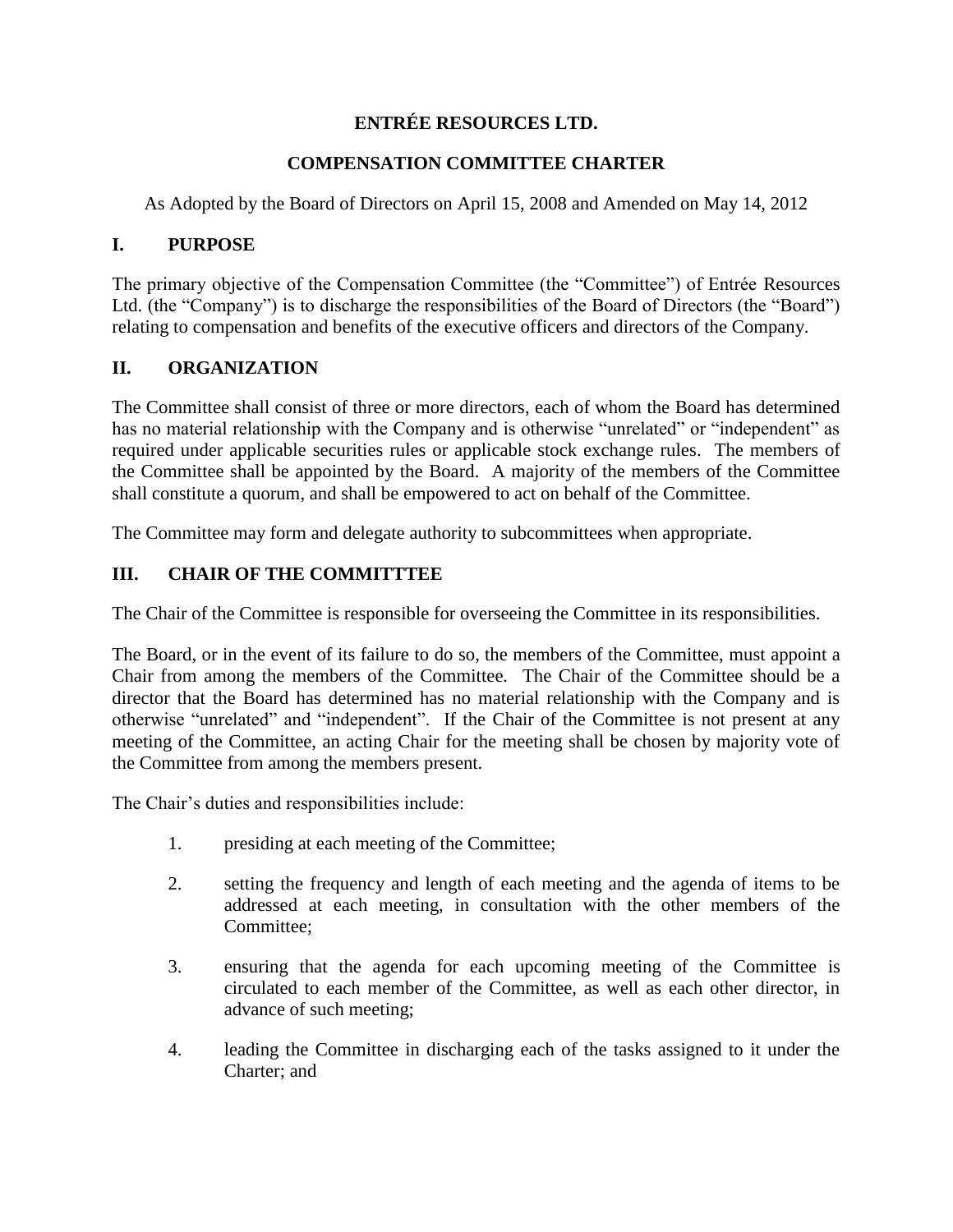# ENTRÉE RESOURCES LTD.

## COMPENSATION COMMITTEE CHARTER

As Adopted by the Board of Directors on April 15, 2008 and Amended on May 14, 2012

## I. PURPOSE

The primary objective of the Compensation Committee (the "Committee") of Entrée Resources Ltd. (the "Company") is to discharge the responsibilities of the Board of Directors (the "Board") relating to compensation and benefits of the executive officers and directors of the Company.

## II. ORGANIZATION

The Committee shall consist of three or more directors, each of whom the Board has determined has no material relationship with the Company and is otherwise "unrelated" or "independent" as required under applicable securities rules or applicable stock exchange rules. The members of the Committee shall be appointed by the Board. A majority of the members of the Committee shall constitute a quorum, and shall be empowered to act on behalf of the Committee.

The Committee may form and delegate authority to subcommittees when appropriate.

## III. CHAIR OF THE COMMITTTEE

The Chair of the Committee is responsible for overseeing the Committee in its responsibilities.

The Board, or in the event of its failure to do so, the members of the Committee, must appoint a Chair from among the members of the Committee. The Chair of the Committee should be a director that the Board has determined has no material relationship with the Company and is otherwise "unrelated" and "independent". If the Chair of the Committee is not present at any meeting of the Committee, an acting Chair for the meeting shall be chosen by majority vote of the Committee from among the members present.

The Chair's duties and responsibilities include:

1. presiding at each meeting of the Committee;
2. setting the frequency and length of each meeting and the agenda of items to be addressed at each meeting, in consultation with the other members of the Committee;
3. ensuring that the agenda for each upcoming meeting of the Committee is circulated to each member of the Committee, as well as each other director, in advance of such meeting;
4. leading the Committee in discharging each of the tasks assigned to it under the Charter; and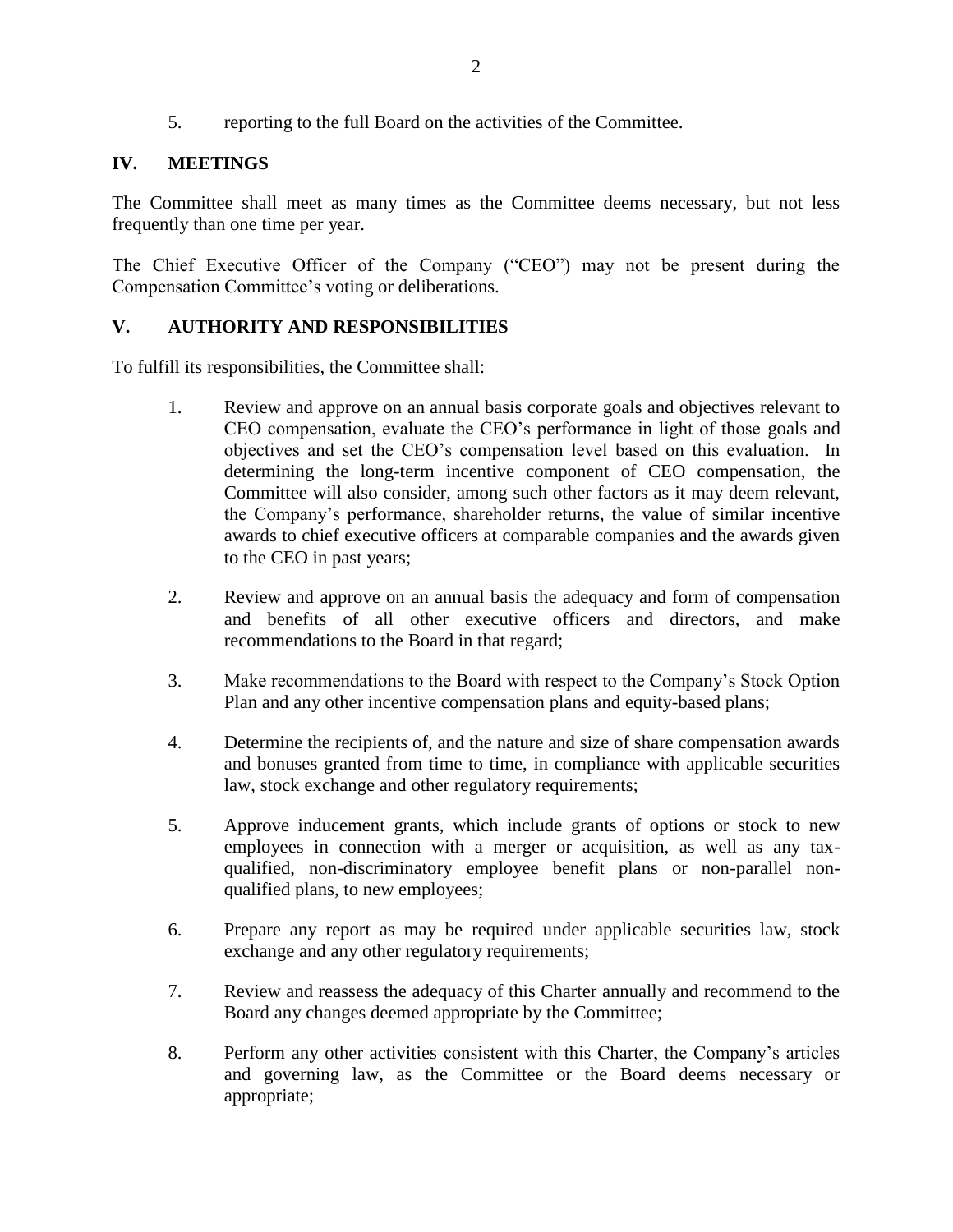5. reporting to the full Board on the activities of the Committee.

## IV. MEETINGS

The Committee shall meet as many times as the Committee deems necessary, but not less frequently than one time per year.

The Chief Executive Officer of the Company ("CEO") may not be present during the Compensation Committee's voting or deliberations.

## V. AUTHORITY AND RESPONSIBILITIES

To fulfill its responsibilities, the Committee shall:

1. Review and approve on an annual basis corporate goals and objectives relevant to CEO compensation, evaluate the CEO's performance in light of those goals and objectives and set the CEO's compensation level based on this evaluation. In determining the long-term incentive component of CEO compensation, the Committee will also consider, among such other factors as it may deem relevant, the Company's performance, shareholder returns, the value of similar incentive awards to chief executive officers at comparable companies and the awards given to the CEO in past years;

2. Review and approve on an annual basis the adequacy and form of compensation and benefits of all other executive officers and directors, and make recommendations to the Board in that regard;

3. Make recommendations to the Board with respect to the Company's Stock Option Plan and any other incentive compensation plans and equity-based plans;

4. Determine the recipients of, and the nature and size of share compensation awards and bonuses granted from time to time, in compliance with applicable securities law, stock exchange and other regulatory requirements;

5. Approve inducement grants, which include grants of options or stock to new employees in connection with a merger or acquisition, as well as any tax-qualified, non-discriminatory employee benefit plans or non-parallel non-qualified plans, to new employees;

6. Prepare any report as may be required under applicable securities law, stock exchange and any other regulatory requirements;

7. Review and reassess the adequacy of this Charter annually and recommend to the Board any changes deemed appropriate by the Committee;

8. Perform any other activities consistent with this Charter, the Company's articles and governing law, as the Committee or the Board deems necessary or appropriate;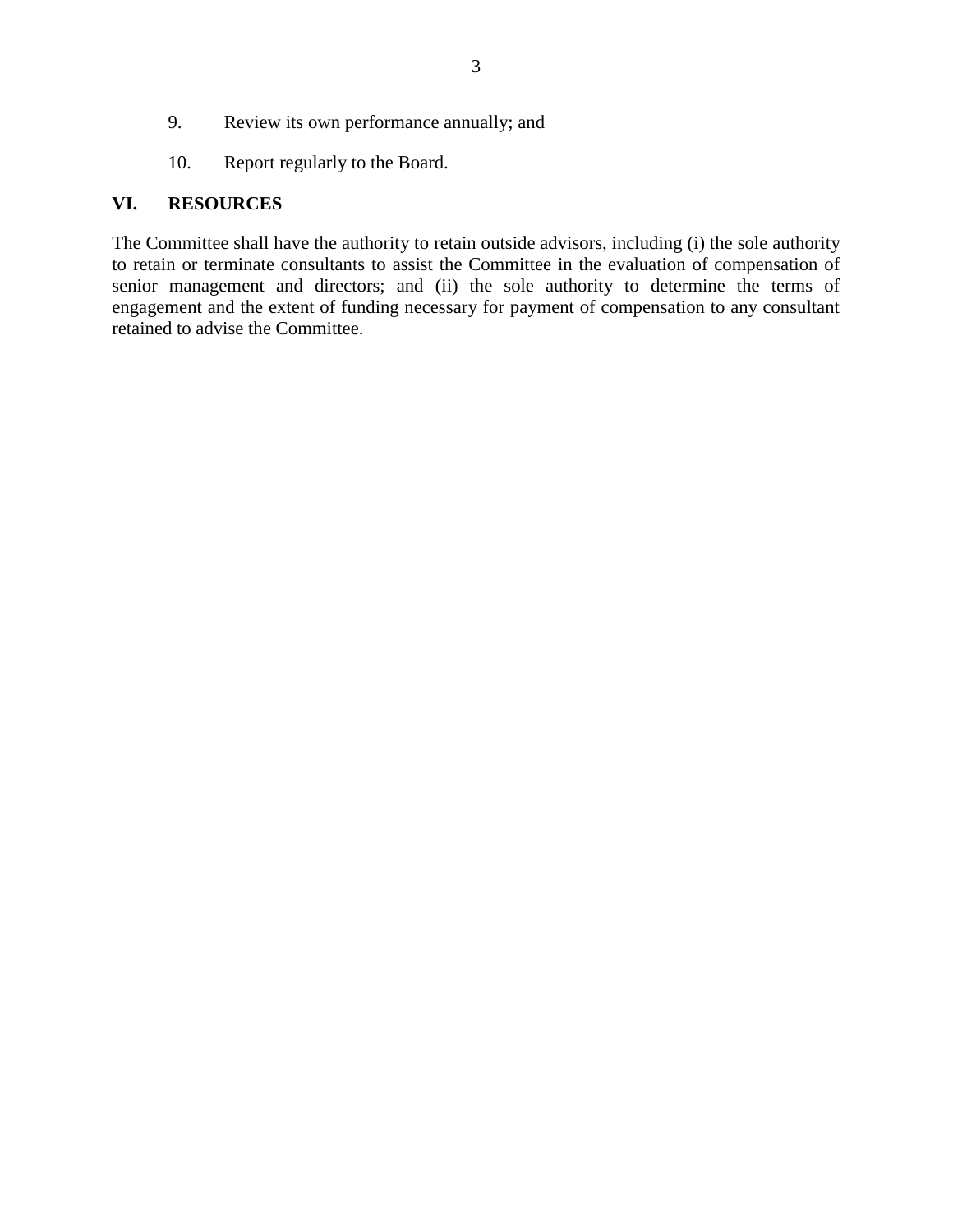9. Review its own performance annually; and

10. Report regularly to the Board.

## VI. RESOURCES

The Committee shall have the authority to retain outside advisors, including (i) the sole authority to retain or terminate consultants to assist the Committee in the evaluation of compensation of senior management and directors; and (ii) the sole authority to determine the terms of engagement and the extent of funding necessary for payment of compensation to any consultant retained to advise the Committee.